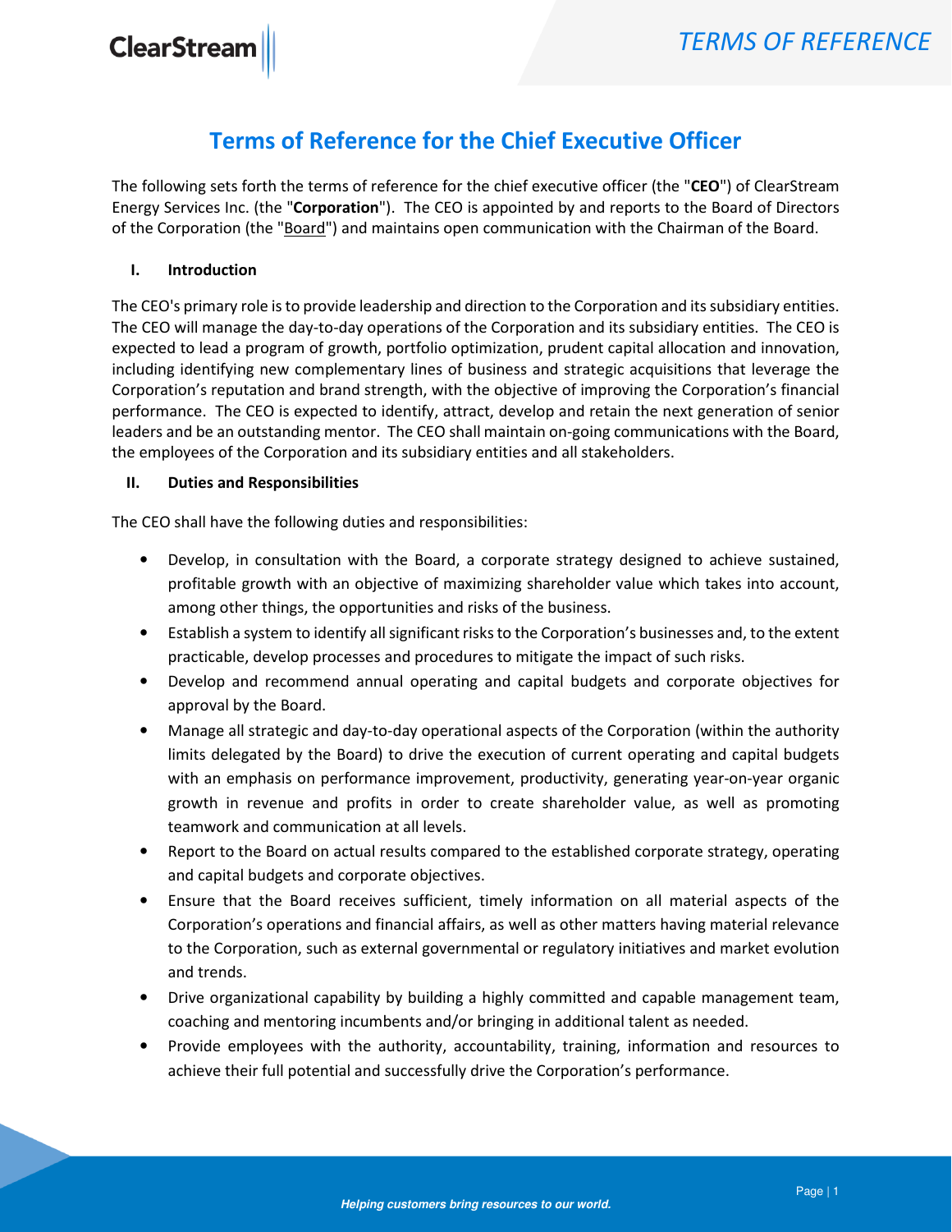# Terms of Reference for the Chief Executive Officer

The following sets forth the terms of reference for the chief executive officer (the "**CEO**") of ClearStream Energy Services Inc. (the "**Corporation**"). The CEO is appointed by and reports to the Board of Directors of the Corporation (the "Board") and maintains open communication with the Chairman of the Board.

## I. Introduction

The CEO's primary role is to provide leadership and direction to the Corporation and its subsidiary entities. The CEO will manage the day-to-day operations of the Corporation and its subsidiary entities. The CEO is expected to lead a program of growth, portfolio optimization, prudent capital allocation and innovation, including identifying new complementary lines of business and strategic acquisitions that leverage the Corporation's reputation and brand strength, with the objective of improving the Corporation's financial performance. The CEO is expected to identify, attract, develop and retain the next generation of senior leaders and be an outstanding mentor. The CEO shall maintain on-going communications with the Board, the employees of the Corporation and its subsidiary entities and all stakeholders.

## II. Duties and Responsibilities

The CEO shall have the following duties and responsibilities:

- Develop, in consultation with the Board, a corporate strategy designed to achieve sustained, profitable growth with an objective of maximizing shareholder value which takes into account, among other things, the opportunities and risks of the business.
- Establish a system to identify all significant risks to the Corporation's businesses and, to the extent practicable, develop processes and procedures to mitigate the impact of such risks.
- Develop and recommend annual operating and capital budgets and corporate objectives for approval by the Board.
- Manage all strategic and day-to-day operational aspects of the Corporation (within the authority limits delegated by the Board) to drive the execution of current operating and capital budgets with an emphasis on performance improvement, productivity, generating year-on-year organic growth in revenue and profits in order to create shareholder value, as well as promoting teamwork and communication at all levels.
- Report to the Board on actual results compared to the established corporate strategy, operating and capital budgets and corporate objectives.
- Ensure that the Board receives sufficient, timely information on all material aspects of the Corporation's operations and financial affairs, as well as other matters having material relevance to the Corporation, such as external governmental or regulatory initiatives and market evolution and trends.
- Drive organizational capability by building a highly committed and capable management team, coaching and mentoring incumbents and/or bringing in additional talent as needed.
- Provide employees with the authority, accountability, training, information and resources to achieve their full potential and successfully drive the Corporation's performance.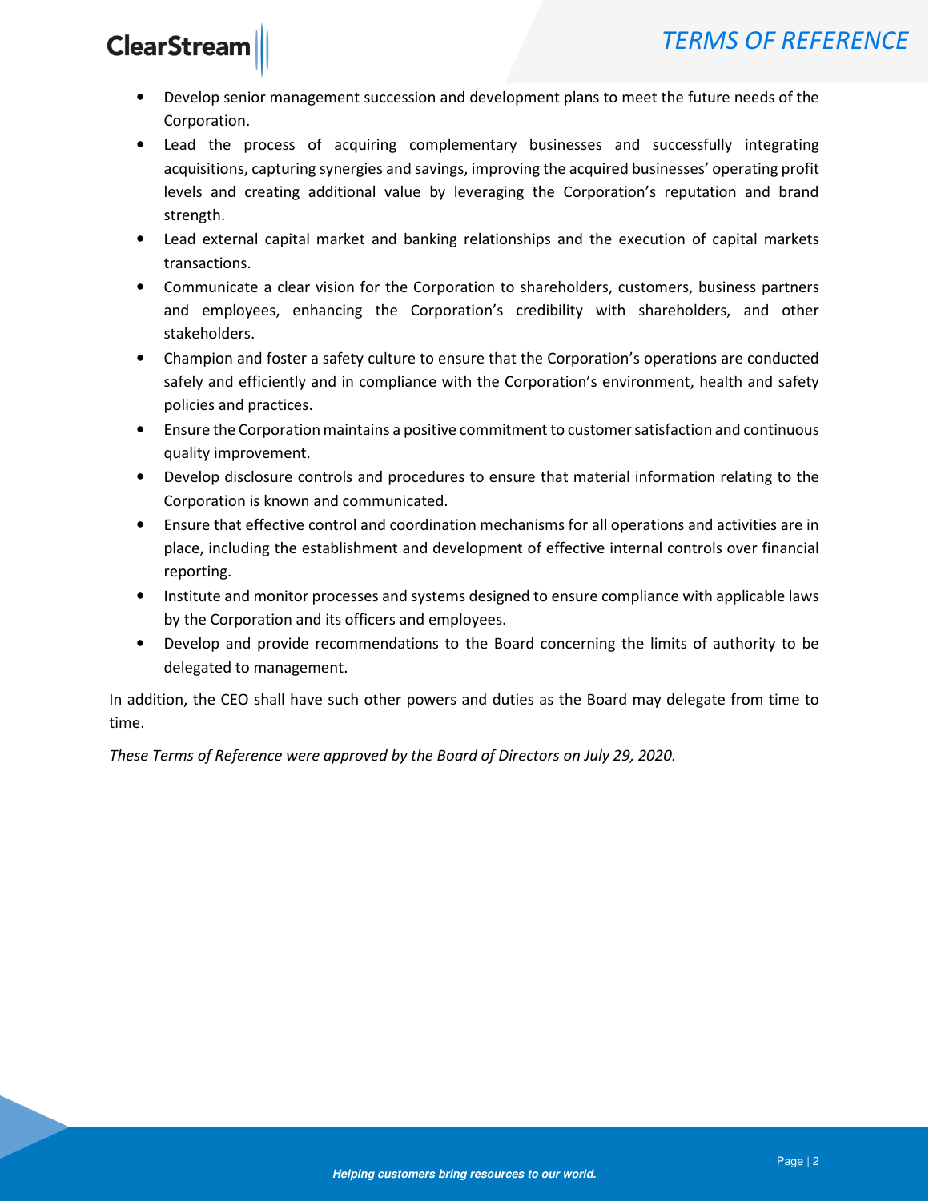- Develop senior management succession and development plans to meet the future needs of the Corporation.
- Lead the process of acquiring complementary businesses and successfully integrating acquisitions, capturing synergies and savings, improving the acquired businesses' operating profit levels and creating additional value by leveraging the Corporation's reputation and brand strength.
- Lead external capital market and banking relationships and the execution of capital markets transactions.
- Communicate a clear vision for the Corporation to shareholders, customers, business partners and employees, enhancing the Corporation's credibility with shareholders, and other stakeholders.
- Champion and foster a safety culture to ensure that the Corporation's operations are conducted safely and efficiently and in compliance with the Corporation's environment, health and safety policies and practices.
- Ensure the Corporation maintains a positive commitment to customer satisfaction and continuous quality improvement.
- Develop disclosure controls and procedures to ensure that material information relating to the Corporation is known and communicated.
- Ensure that effective control and coordination mechanisms for all operations and activities are in place, including the establishment and development of effective internal controls over financial reporting.
- Institute and monitor processes and systems designed to ensure compliance with applicable laws by the Corporation and its officers and employees.
- Develop and provide recommendations to the Board concerning the limits of authority to be delegated to management.

In addition, the CEO shall have such other powers and duties as the Board may delegate from time to time.

*These Terms of Reference were approved by the Board of Directors on July 29, 2020.*